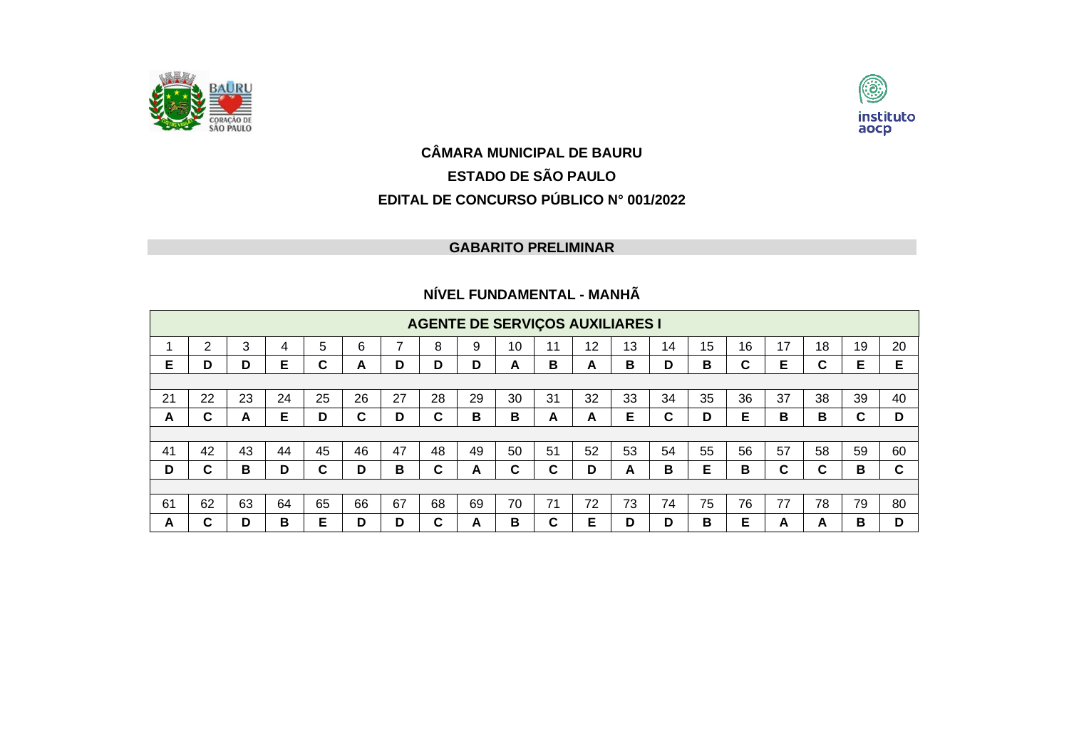# CÂMARA MUNICIPAL DE BAURU

## ESTADO DE SÃO PAULO

## EDITAL DE CONCURSO PÚBLICO N° 001/2022

### GABARITO PRELIMINAR

### NÍVEL FUNDAMENTAL - MANHÃ

**AGENTE DE SERVIÇOS AUXILIARES I**

| 1 | 2 | 3 | 4 | 5 | 6 | 7 | 8 | 9 | 10 | 11 | 12 | 13 | 14 | 15 | 16 | 17 | 18 | 19 | 20 |
|---|---|---|---|---|---|---|---|---|---|---|---|---|---|---|---|---|---|---|---|
| **E** | **D** | **D** | **E** | **C** | **A** | **D** | **D** | **D** | **A** | **B** | **A** | **B** | **D** | **B** | **C** | **E** | **C** | **E** | **E** |
| 21 | 22 | 23 | 24 | 25 | 26 | 27 | 28 | 29 | 30 | 31 | 32 | 33 | 34 | 35 | 36 | 37 | 38 | 39 | 40 |
| **A** | **C** | **A** | **E** | **D** | **C** | **D** | **C** | **B** | **B** | **A** | **A** | **E** | **C** | **D** | **E** | **B** | **B** | **C** | **D** |
| 41 | 42 | 43 | 44 | 45 | 46 | 47 | 48 | 49 | 50 | 51 | 52 | 53 | 54 | 55 | 56 | 57 | 58 | 59 | 60 |
| **D** | **C** | **B** | **D** | **C** | **D** | **B** | **C** | **A** | **C** | **C** | **D** | **A** | **B** | **E** | **B** | **C** | **C** | **B** | **C** |
| 61 | 62 | 63 | 64 | 65 | 66 | 67 | 68 | 69 | 70 | 71 | 72 | 73 | 74 | 75 | 76 | 77 | 78 | 79 | 80 |
| **A** | **C** | **D** | **B** | **E** | **D** | **D** | **C** | **A** | **B** | **C** | **E** | **D** | **D** | **B** | **E** | **A** | **A** | **B** | **D** |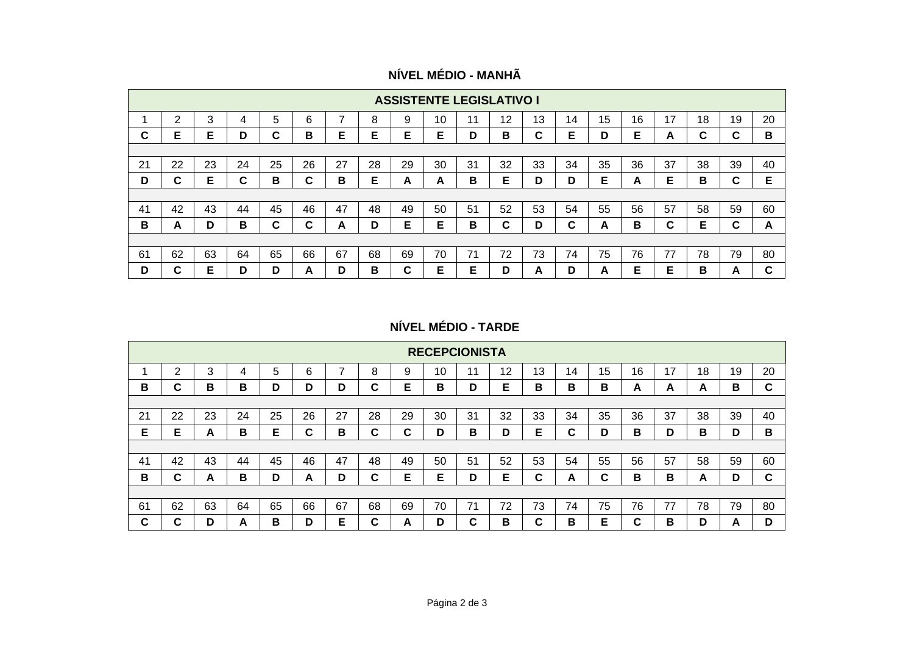## NÍVEL MÉDIO - MANHÃ

| ASSISTENTE LEGISLATIVO I | | | | | | | | | | | | | | | | | | | |
|---|---|---|---|---|---|---|---|---|---|---|---|---|---|---|---|---|---|---|---|
| 1 | 2 | 3 | 4 | 5 | 6 | 7 | 8 | 9 | 10 | 11 | 12 | 13 | 14 | 15 | 16 | 17 | 18 | 19 | 20 |
| **C** | **E** | **E** | **D** | **C** | **B** | **E** | **E** | **E** | **E** | **D** | **B** | **C** | **E** | **D** | **E** | **A** | **C** | **C** | **B** |
| 21 | 22 | 23 | 24 | 25 | 26 | 27 | 28 | 29 | 30 | 31 | 32 | 33 | 34 | 35 | 36 | 37 | 38 | 39 | 40 |
| **D** | **C** | **E** | **C** | **B** | **C** | **B** | **E** | **A** | **A** | **B** | **E** | **D** | **D** | **E** | **A** | **E** | **B** | **C** | **E** |
| 41 | 42 | 43 | 44 | 45 | 46 | 47 | 48 | 49 | 50 | 51 | 52 | 53 | 54 | 55 | 56 | 57 | 58 | 59 | 60 |
| **B** | **A** | **D** | **B** | **C** | **C** | **A** | **D** | **E** | **E** | **B** | **C** | **D** | **C** | **A** | **B** | **C** | **E** | **C** | **A** |
| 61 | 62 | 63 | 64 | 65 | 66 | 67 | 68 | 69 | 70 | 71 | 72 | 73 | 74 | 75 | 76 | 77 | 78 | 79 | 80 |
| **D** | **C** | **E** | **D** | **D** | **A** | **D** | **B** | **C** | **E** | **E** | **D** | **A** | **D** | **A** | **E** | **E** | **B** | **A** | **C** |

## NÍVEL MÉDIO - TARDE

| RECEPCIONISTA | | | | | | | | | | | | | | | | | | | |
|---|---|---|---|---|---|---|---|---|---|---|---|---|---|---|---|---|---|---|---|
| 1 | 2 | 3 | 4 | 5 | 6 | 7 | 8 | 9 | 10 | 11 | 12 | 13 | 14 | 15 | 16 | 17 | 18 | 19 | 20 |
| **B** | **C** | **B** | **B** | **D** | **D** | **D** | **C** | **E** | **B** | **D** | **E** | **B** | **B** | **B** | **A** | **A** | **A** | **B** | **C** |
| 21 | 22 | 23 | 24 | 25 | 26 | 27 | 28 | 29 | 30 | 31 | 32 | 33 | 34 | 35 | 36 | 37 | 38 | 39 | 40 |
| **E** | **E** | **A** | **B** | **E** | **C** | **B** | **C** | **C** | **D** | **B** | **D** | **E** | **C** | **D** | **B** | **D** | **B** | **D** | **B** |
| 41 | 42 | 43 | 44 | 45 | 46 | 47 | 48 | 49 | 50 | 51 | 52 | 53 | 54 | 55 | 56 | 57 | 58 | 59 | 60 |
| **B** | **C** | **A** | **B** | **D** | **A** | **D** | **C** | **E** | **E** | **D** | **E** | **C** | **A** | **C** | **B** | **B** | **A** | **D** | **C** |
| 61 | 62 | 63 | 64 | 65 | 66 | 67 | 68 | 69 | 70 | 71 | 72 | 73 | 74 | 75 | 76 | 77 | 78 | 79 | 80 |
| **C** | **C** | **D** | **A** | **B** | **D** | **E** | **C** | **A** | **D** | **C** | **B** | **C** | **B** | **E** | **C** | **B** | **D** | **A** | **D** |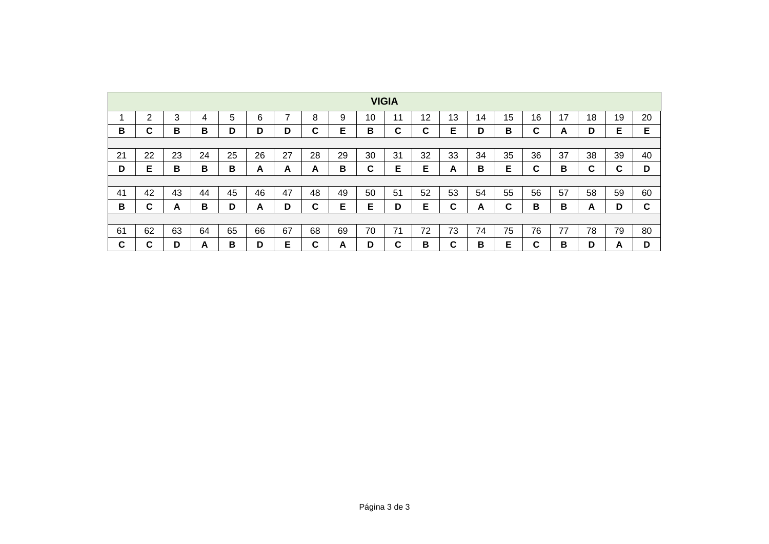| VIGIA | | | | | | | | | | | | | | | | | | | |
|---|---|---|---|---|---|---|---|---|---|---|---|---|---|---|---|---|---|---|---|
| 1 | 2 | 3 | 4 | 5 | 6 | 7 | 8 | 9 | 10 | 11 | 12 | 13 | 14 | 15 | 16 | 17 | 18 | 19 | 20 |
| **B** | **C** | **B** | **B** | **D** | **D** | **D** | **C** | **E** | **B** | **C** | **C** | **E** | **D** | **B** | **C** | **A** | **D** | **E** | **E** |
| | | | | | | | | | | | | | | | | | | | |
| 21 | 22 | 23 | 24 | 25 | 26 | 27 | 28 | 29 | 30 | 31 | 32 | 33 | 34 | 35 | 36 | 37 | 38 | 39 | 40 |
| **D** | **E** | **B** | **B** | **B** | **A** | **A** | **A** | **B** | **C** | **E** | **E** | **A** | **B** | **E** | **C** | **B** | **C** | **C** | **D** |
| | | | | | | | | | | | | | | | | | | | |
| 41 | 42 | 43 | 44 | 45 | 46 | 47 | 48 | 49 | 50 | 51 | 52 | 53 | 54 | 55 | 56 | 57 | 58 | 59 | 60 |
| **B** | **C** | **A** | **B** | **D** | **A** | **D** | **C** | **E** | **E** | **D** | **E** | **C** | **A** | **C** | **B** | **B** | **A** | **D** | **C** |
| | | | | | | | | | | | | | | | | | | | |
| 61 | 62 | 63 | 64 | 65 | 66 | 67 | 68 | 69 | 70 | 71 | 72 | 73 | 74 | 75 | 76 | 77 | 78 | 79 | 80 |
| **C** | **C** | **D** | **A** | **B** | **D** | **E** | **C** | **A** | **D** | **C** | **B** | **C** | **B** | **E** | **C** | **B** | **D** | **A** | **D** |